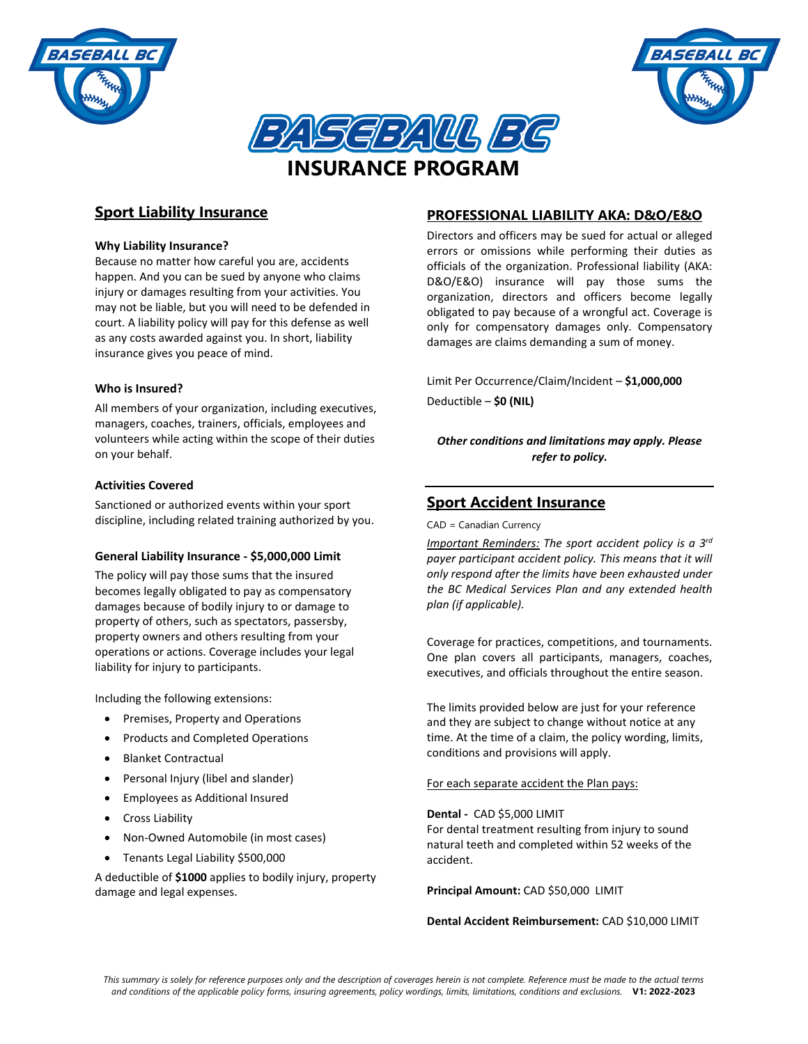# BASEBALL BC

# INSURANCE PROGRAM

## Sport Liability Insurance

**Why Liability Insurance?**

Because no matter how careful you are, accidents happen. And you can be sued by anyone who claims injury or damages resulting from your activities. You may not be liable, but you will need to be defended in court. A liability policy will pay for this defense as well as any costs awarded against you. In short, liability insurance gives you peace of mind.

**Who is Insured?**

All members of your organization, including executives, managers, coaches, trainers, officials, employees and volunteers while acting within the scope of their duties on your behalf.

**Activities Covered**

Sanctioned or authorized events within your sport discipline, including related training authorized by you.

**General Liability Insurance - $5,000,000 Limit**

The policy will pay those sums that the insured becomes legally obligated to pay as compensatory damages because of bodily injury to or damage to property of others, such as spectators, passersby, property owners and others resulting from your operations or actions. Coverage includes your legal liability for injury to participants.

Including the following extensions:

- Premises, Property and Operations
- Products and Completed Operations
- Blanket Contractual
- Personal Injury (libel and slander)
- Employees as Additional Insured
- Cross Liability
- Non-Owned Automobile (in most cases)
- Tenants Legal Liability $500,000

A deductible of **$1000** applies to bodily injury, property damage and legal expenses.

## PROFESSIONAL LIABILITY AKA: D&O/E&O

Directors and officers may be sued for actual or alleged errors or omissions while performing their duties as officials of the organization. Professional liability (AKA: D&O/E&O) insurance will pay those sums the organization, directors and officers become legally obligated to pay because of a wrongful act. Coverage is only for compensatory damages only. Compensatory damages are claims demanding a sum of money.

Limit Per Occurrence/Claim/Incident – **$1,000,000**

Deductible – **$0 (NIL)**

***Other conditions and limitations may apply. Please refer to policy.***

## Sport Accident Insurance

CAD = Canadian Currency

*Important Reminders: The sport accident policy is a 3rd payer participant accident policy. This means that it will only respond after the limits have been exhausted under the BC Medical Services Plan and any extended health plan (if applicable).*

Coverage for practices, competitions, and tournaments. One plan covers all participants, managers, coaches, executives, and officials throughout the entire season.

The limits provided below are just for your reference and they are subject to change without notice at any time. At the time of a claim, the policy wording, limits, conditions and provisions will apply.

For each separate accident the Plan pays:

**Dental -** CAD $5,000 LIMIT
For dental treatment resulting from injury to sound natural teeth and completed within 52 weeks of the accident.

**Principal Amount:** CAD $50,000 LIMIT

**Dental Accident Reimbursement:** CAD $10,000 LIMIT

*This summary is solely for reference purposes only and the description of coverages herein is not complete. Reference must be made to the actual terms and conditions of the applicable policy forms, insuring agreements, policy wordings, limits, limitations, conditions and exclusions.* **V1: 2022-2023**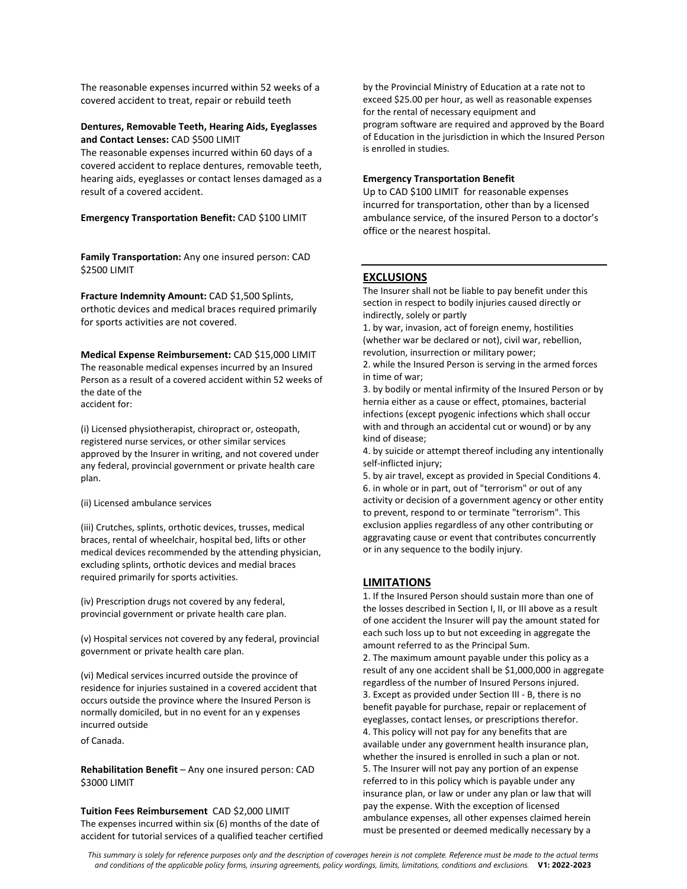The reasonable expenses incurred within 52 weeks of a covered accident to treat, repair or rebuild teeth

**Dentures, Removable Teeth, Hearing Aids, Eyeglasses and Contact Lenses:** CAD $500 LIMIT
The reasonable expenses incurred within 60 days of a covered accident to replace dentures, removable teeth, hearing aids, eyeglasses or contact lenses damaged as a result of a covered accident.

**Emergency Transportation Benefit:** CAD $100 LIMIT

**Family Transportation:** Any one insured person: CAD $2500 LIMIT

**Fracture Indemnity Amount:** CAD $1,500 Splints, orthotic devices and medical braces required primarily for sports activities are not covered.

**Medical Expense Reimbursement:** CAD $15,000 LIMIT
The reasonable medical expenses incurred by an Insured Person as a result of a covered accident within 52 weeks of the date of the accident for:

(i) Licensed physiotherapist, chiropract or, osteopath, registered nurse services, or other similar services approved by the Insurer in writing, and not covered under any federal, provincial government or private health care plan.

(ii) Licensed ambulance services

(iii) Crutches, splints, orthotic devices, trusses, medical braces, rental of wheelchair, hospital bed, lifts or other medical devices recommended by the attending physician, excluding splints, orthotic devices and medial braces required primarily for sports activities.

(iv) Prescription drugs not covered by any federal, provincial government or private health care plan.

(v) Hospital services not covered by any federal, provincial government or private health care plan.

(vi) Medical services incurred outside the province of residence for injuries sustained in a covered accident that occurs outside the province where the Insured Person is normally domiciled, but in no event for an y expenses incurred outside of Canada.

**Rehabilitation Benefit** – Any one insured person: CAD $3000 LIMIT

**Tuition Fees Reimbursement** CAD $2,000 LIMIT
The expenses incurred within six (6) months of the date of accident for tutorial services of a qualified teacher certified by the Provincial Ministry of Education at a rate not to exceed $25.00 per hour, as well as reasonable expenses for the rental of necessary equipment and program software are required and approved by the Board of Education in the jurisdiction in which the Insured Person is enrolled in studies.

**Emergency Transportation Benefit**
Up to CAD $100 LIMIT for reasonable expenses incurred for transportation, other than by a licensed ambulance service, of the insured Person to a doctor's office or the nearest hospital.

---

## EXCLUSIONS

The Insurer shall not be liable to pay benefit under this section in respect to bodily injuries caused directly or indirectly, solely or partly

1. by war, invasion, act of foreign enemy, hostilities (whether war be declared or not), civil war, rebellion, revolution, insurrection or military power;
2. while the Insured Person is serving in the armed forces in time of war;
3. by bodily or mental infirmity of the Insured Person or by hernia either as a cause or effect, ptomaines, bacterial infections (except pyogenic infections which shall occur with and through an accidental cut or wound) or by any kind of disease;
4. by suicide or attempt thereof including any intentionally self-inflicted injury;
5. by air travel, except as provided in Special Conditions 4.
6. in whole or in part, out of "terrorism" or out of any activity or decision of a government agency or other entity to prevent, respond to or terminate "terrorism". This exclusion applies regardless of any other contributing or aggravating cause or event that contributes concurrently or in any sequence to the bodily injury.

## LIMITATIONS

1. If the Insured Person should sustain more than one of the losses described in Section I, II, or III above as a result of one accident the Insurer will pay the amount stated for each such loss up to but not exceeding in aggregate the amount referred to as the Principal Sum.
2. The maximum amount payable under this policy as a result of any one accident shall be $1,000,000 in aggregate regardless of the number of Insured Persons injured.
3. Except as provided under Section III - B, there is no benefit payable for purchase, repair or replacement of eyeglasses, contact lenses, or prescriptions therefor.
4. This policy will not pay for any benefits that are available under any government health insurance plan, whether the insured is enrolled in such a plan or not.
5. The Insurer will not pay any portion of an expense referred to in this policy which is payable under any insurance plan, or law or under any plan or law that will pay the expense. With the exception of licensed ambulance expenses, all other expenses claimed herein must be presented or deemed medically necessary by a

*This summary is solely for reference purposes only and the description of coverages herein is not complete. Reference must be made to the actual terms and conditions of the applicable policy forms, insuring agreements, policy wordings, limits, limitations, conditions and exclusions.* **V1: 2022-2023**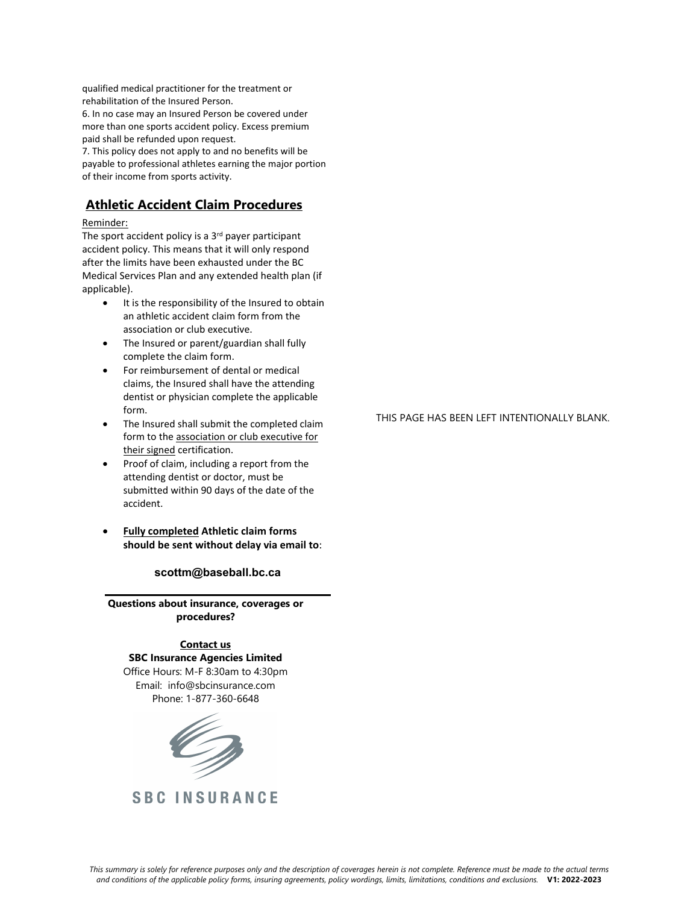qualified medical practitioner for the treatment or rehabilitation of the Insured Person.

6. In no case may an Insured Person be covered under more than one sports accident policy. Excess premium paid shall be refunded upon request.

7. This policy does not apply to and no benefits will be payable to professional athletes earning the major portion of their income from sports activity.

## Athletic Accident Claim Procedures

Reminder:

The sport accident policy is a 3rd payer participant accident policy. This means that it will only respond after the limits have been exhausted under the BC Medical Services Plan and any extended health plan (if applicable).

- It is the responsibility of the Insured to obtain an athletic accident claim form from the association or club executive.
- The Insured or parent/guardian shall fully complete the claim form.
- For reimbursement of dental or medical claims, the Insured shall have the attending dentist or physician complete the applicable form.
- The Insured shall submit the completed claim form to the association or club executive for their signed certification.
- Proof of claim, including a report from the attending dentist or doctor, must be submitted within 90 days of the date of the accident.
- **Fully completed Athletic claim forms should be sent without delay via email to**:

**scottm@baseball.bc.ca**

**Questions about insurance, coverages or procedures?**

**Contact us**

**SBC Insurance Agencies Limited**

Office Hours: M-F 8:30am to 4:30pm

Email: info@sbcinsurance.com

Phone: 1-877-360-6648

SBC INSURANCE

THIS PAGE HAS BEEN LEFT INTENTIONALLY BLANK.

*This summary is solely for reference purposes only and the description of coverages herein is not complete. Reference must be made to the actual terms and conditions of the applicable policy forms, insuring agreements, policy wordings, limits, limitations, conditions and exclusions.* **V1: 2022-2023**